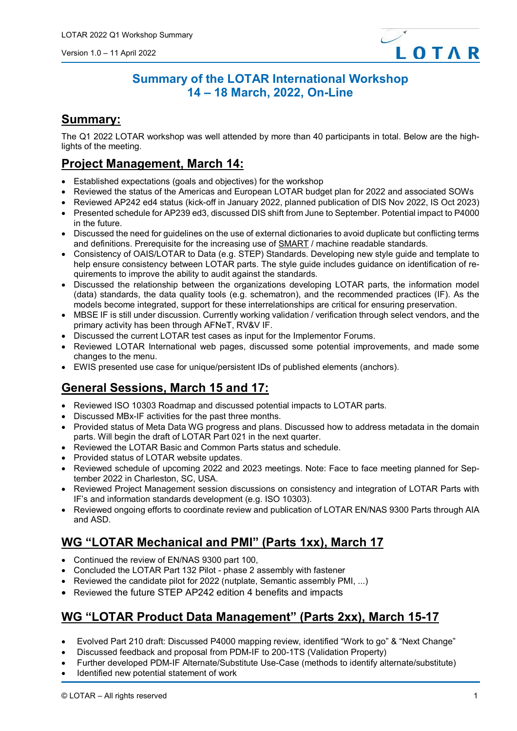# Summary of the LOTAR International Workshop
## 14 – 18 March, 2022, On-Line

## Summary:

The Q1 2022 LOTAR workshop was well attended by more than 40 participants in total. Below are the high-lights of the meeting.

## Project Management, March 14:

- Established expectations (goals and objectives) for the workshop
- Reviewed the status of the Americas and European LOTAR budget plan for 2022 and associated SOWs
- Reviewed AP242 ed4 status (kick-off in January 2022, planned publication of DIS Nov 2022, IS Oct 2023)
- Presented schedule for AP239 ed3, discussed DIS shift from June to September. Potential impact to P4000 in the future.
- Discussed the need for guidelines on the use of external dictionaries to avoid duplicate but conflicting terms and definitions. Prerequisite for the increasing use of SMART / machine readable standards.
- Consistency of OAIS/LOTAR to Data (e.g. STEP) Standards. Developing new style guide and template to help ensure consistency between LOTAR parts. The style guide includes guidance on identification of re-quirements to improve the ability to audit against the standards.
- Discussed the relationship between the organizations developing LOTAR parts, the information model (data) standards, the data quality tools (e.g. schematron), and the recommended practices (IF). As the models become integrated, support for these interrelationships are critical for ensuring preservation.
- MBSE IF is still under discussion. Currently working validation / verification through select vendors, and the primary activity has been through AFNeT, RV&V IF.
- Discussed the current LOTAR test cases as input for the Implementor Forums.
- Reviewed LOTAR International web pages, discussed some potential improvements, and made some changes to the menu.
- EWIS presented use case for unique/persistent IDs of published elements (anchors).

## General Sessions, March 15 and 17:

- Reviewed ISO 10303 Roadmap and discussed potential impacts to LOTAR parts.
- Discussed MBx-IF activities for the past three months.
- Provided status of Meta Data WG progress and plans. Discussed how to address metadata in the domain parts. Will begin the draft of LOTAR Part 021 in the next quarter.
- Reviewed the LOTAR Basic and Common Parts status and schedule.
- Provided status of LOTAR website updates.
- Reviewed schedule of upcoming 2022 and 2023 meetings. Note: Face to face meeting planned for Sep-tember 2022 in Charleston, SC, USA.
- Reviewed Project Management session discussions on consistency and integration of LOTAR Parts with IF's and information standards development (e.g. ISO 10303).
- Reviewed ongoing efforts to coordinate review and publication of LOTAR EN/NAS 9300 Parts through AIA and ASD.

## WG "LOTAR Mechanical and PMI" (Parts 1xx), March 17

- Continued the review of EN/NAS 9300 part 100,
- Concluded the LOTAR Part 132 Pilot - phase 2 assembly with fastener
- Reviewed the candidate pilot for 2022 (nutplate, Semantic assembly PMI, ...)
- Reviewed the future STEP AP242 edition 4 benefits and impacts

## WG "LOTAR Product Data Management" (Parts 2xx), March 15-17

- Evolved Part 210 draft: Discussed P4000 mapping review, identified "Work to go" & "Next Change"
- Discussed feedback and proposal from PDM-IF to 200-1TS (Validation Property)
- Further developed PDM-IF Alternate/Substitute Use-Case (methods to identify alternate/substitute)
- Identified new potential statement of work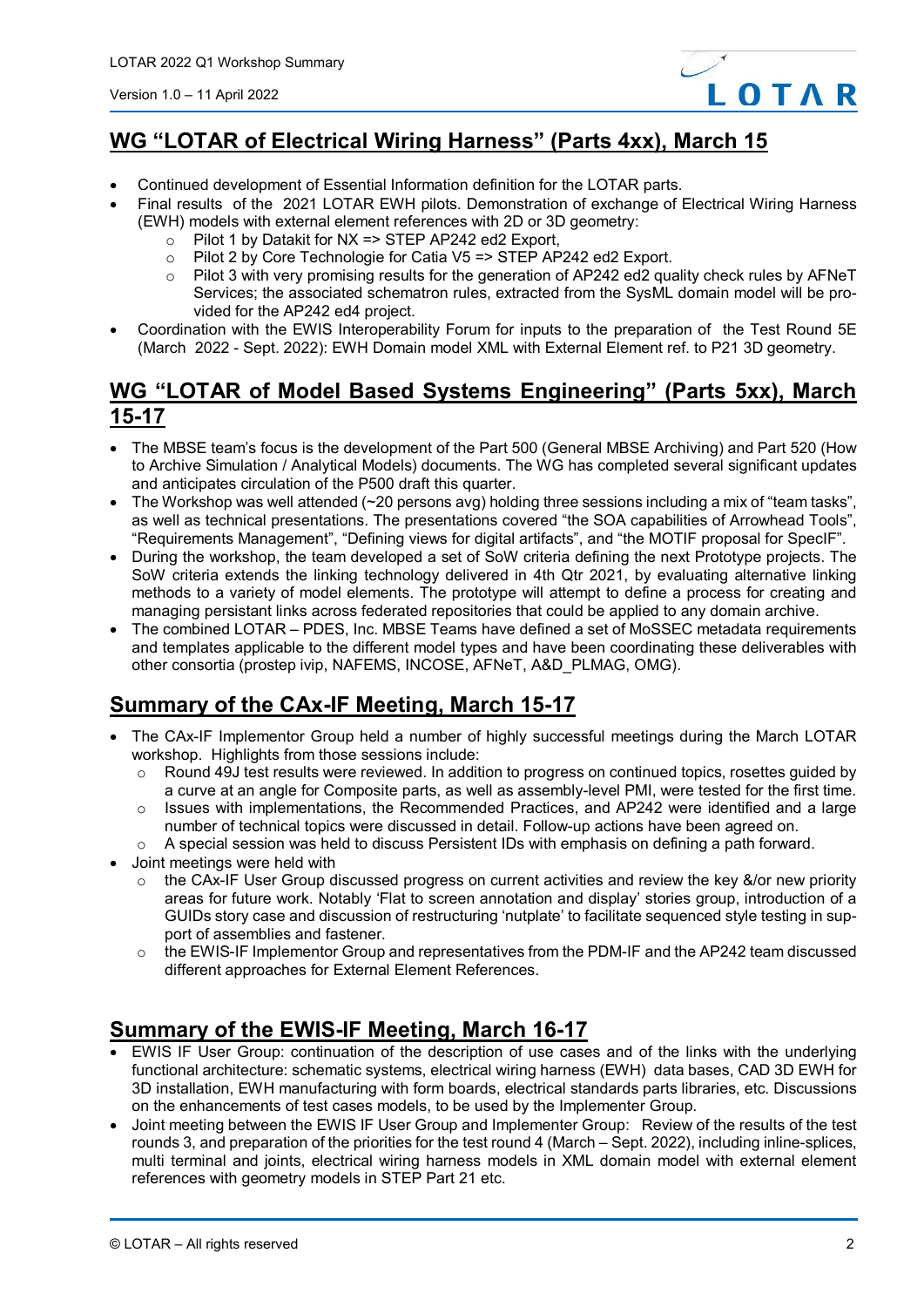## WG "LOTAR of Electrical Wiring Harness" (Parts 4xx), March 15

- Continued development of Essential Information definition for the LOTAR parts.
- Final results of the 2021 LOTAR EWH pilots. Demonstration of exchange of Electrical Wiring Harness (EWH) models with external element references with 2D or 3D geometry:
  - Pilot 1 by Datakit for NX => STEP AP242 ed2 Export,
  - Pilot 2 by Core Technologie for Catia V5 => STEP AP242 ed2 Export.
  - Pilot 3 with very promising results for the generation of AP242 ed2 quality check rules by AFNeT Services; the associated schematron rules, extracted from the SysML domain model will be provided for the AP242 ed4 project.
- Coordination with the EWIS Interoperability Forum for inputs to the preparation of the Test Round 5E (March 2022 - Sept. 2022): EWH Domain model XML with External Element ref. to P21 3D geometry.

## WG "LOTAR of Model Based Systems Engineering" (Parts 5xx), March 15-17

- The MBSE team's focus is the development of the Part 500 (General MBSE Archiving) and Part 520 (How to Archive Simulation / Analytical Models) documents. The WG has completed several significant updates and anticipates circulation of the P500 draft this quarter.
- The Workshop was well attended (~20 persons avg) holding three sessions including a mix of "team tasks", as well as technical presentations. The presentations covered "the SOA capabilities of Arrowhead Tools", "Requirements Management", "Defining views for digital artifacts", and "the MOTIF proposal for SpecIF".
- During the workshop, the team developed a set of SoW criteria defining the next Prototype projects. The SoW criteria extends the linking technology delivered in 4th Qtr 2021, by evaluating alternative linking methods to a variety of model elements. The prototype will attempt to define a process for creating and managing persistant links across federated repositories that could be applied to any domain archive.
- The combined LOTAR – PDES, Inc. MBSE Teams have defined a set of MoSSEC metadata requirements and templates applicable to the different model types and have been coordinating these deliverables with other consortia (prostep ivip, NAFEMS, INCOSE, AFNeT, A&D_PLMAG, OMG).

## Summary of the CAx-IF Meeting, March 15-17

- The CAx-IF Implementor Group held a number of highly successful meetings during the March LOTAR workshop. Highlights from those sessions include:
  - Round 49J test results were reviewed. In addition to progress on continued topics, rosettes guided by a curve at an angle for Composite parts, as well as assembly-level PMI, were tested for the first time.
  - Issues with implementations, the Recommended Practices, and AP242 were identified and a large number of technical topics were discussed in detail. Follow-up actions have been agreed on.
  - A special session was held to discuss Persistent IDs with emphasis on defining a path forward.
- Joint meetings were held with
  - the CAx-IF User Group discussed progress on current activities and review the key &/or new priority areas for future work. Notably 'Flat to screen annotation and display' stories group, introduction of a GUIDs story case and discussion of restructuring 'nutplate' to facilitate sequenced style testing in support of assemblies and fastener.
  - the EWIS-IF Implementor Group and representatives from the PDM-IF and the AP242 team discussed different approaches for External Element References.

## Summary of the EWIS-IF Meeting, March 16-17

- EWIS IF User Group: continuation of the description of use cases and of the links with the underlying functional architecture: schematic systems, electrical wiring harness (EWH) data bases, CAD 3D EWH for 3D installation, EWH manufacturing with form boards, electrical standards parts libraries, etc. Discussions on the enhancements of test cases models, to be used by the Implementer Group.
- Joint meeting between the EWIS IF User Group and Implementer Group: Review of the results of the test rounds 3, and preparation of the priorities for the test round 4 (March – Sept. 2022), including inline-splices, multi terminal and joints, electrical wiring harness models in XML domain model with external element references with geometry models in STEP Part 21 etc.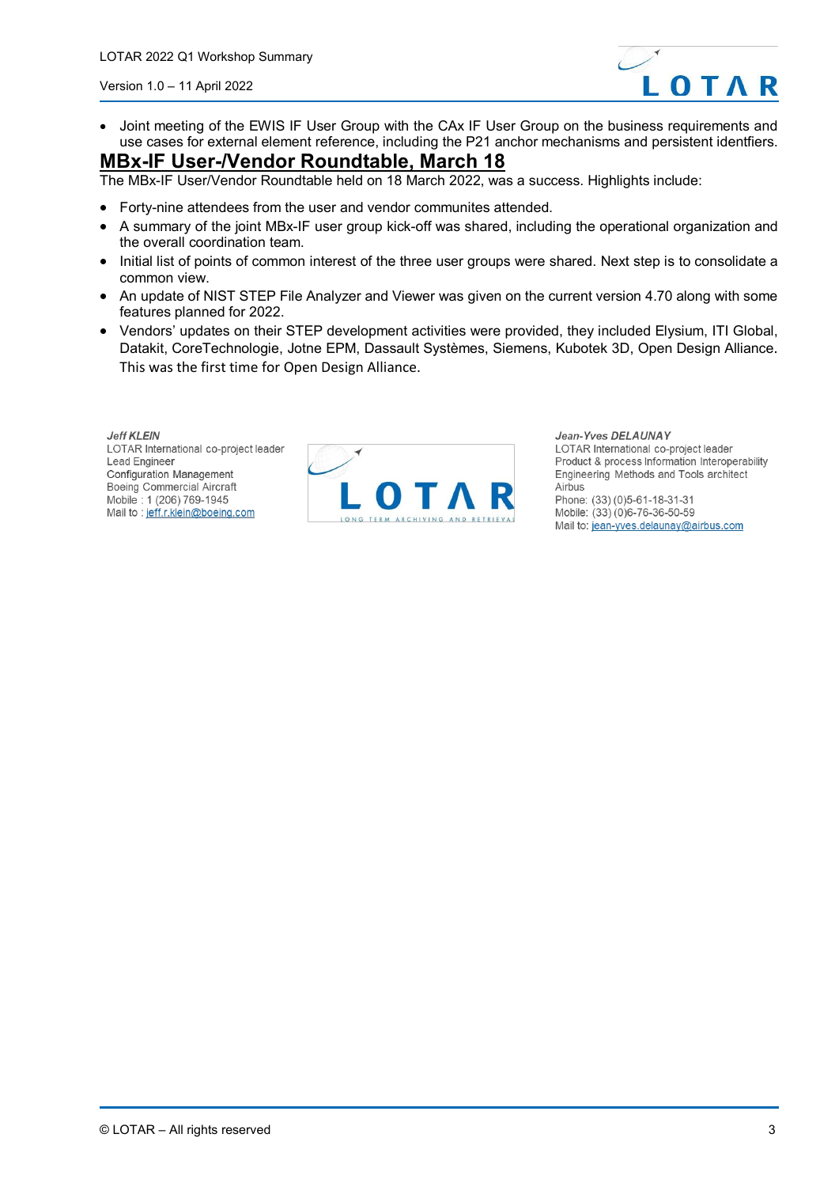- Joint meeting of the EWIS IF User Group with the CAx IF User Group on the business requirements and use cases for external element reference, including the P21 anchor mechanisms and persistent identfiers.

## MBx-IF User-/Vendor Roundtable, March 18

The MBx-IF User/Vendor Roundtable held on 18 March 2022, was a success. Highlights include:

- Forty-nine attendees from the user and vendor communites attended.
- A summary of the joint MBx-IF user group kick-off was shared, including the operational organization and the overall coordination team.
- Initial list of points of common interest of the three user groups were shared. Next step is to consolidate a common view.
- An update of NIST STEP File Analyzer and Viewer was given on the current version 4.70 along with some features planned for 2022.
- Vendors' updates on their STEP development activities were provided, they included Elysium, ITI Global, Datakit, CoreTechnologie, Jotne EPM, Dassault Systèmes, Siemens, Kubotek 3D, Open Design Alliance. This was the first time for Open Design Alliance.

***Jeff KLEIN***
LOTAR International co-project leader
Lead Engineer
Configuration Management
Boeing Commercial Aircraft
Mobile : 1 (206) 769-1945
Mail to : jeff.r.klein@boeing.com

LOTAR
LONG TERM ARCHIVING AND RETRIEVAL

***Jean-Yves DELAUNAY***
LOTAR International co-project leader
Product & process Information Interoperability
Engineering Methods and Tools architect
Airbus
Phone: (33) (0)5-61-18-31-31
Mobile: (33) (0)6-76-36-50-59
Mail to: jean-yves.delaunay@airbus.com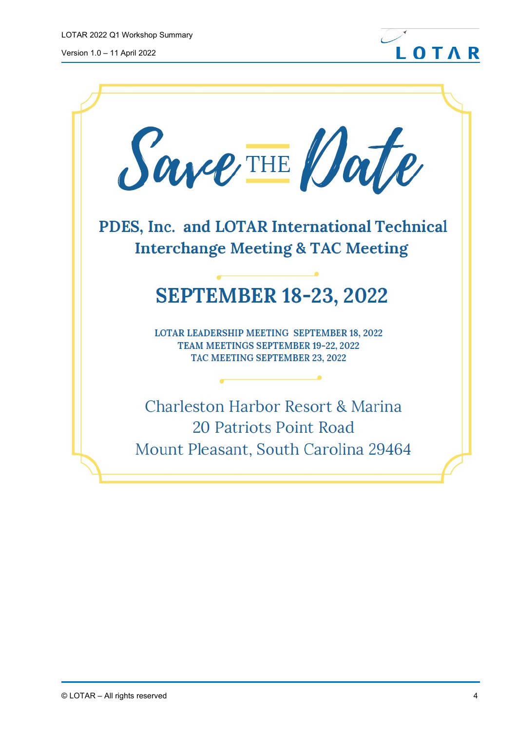# Save THE Date

## PDES, Inc. and LOTAR International Technical Interchange Meeting & TAC Meeting

## SEPTEMBER 18-23, 2022

**LOTAR LEADERSHIP MEETING SEPTEMBER 18, 2022**
**TEAM MEETINGS SEPTEMBER 19-22, 2022**
**TAC MEETING SEPTEMBER 23, 2022**

Charleston Harbor Resort & Marina
20 Patriots Point Road
Mount Pleasant, South Carolina 29464